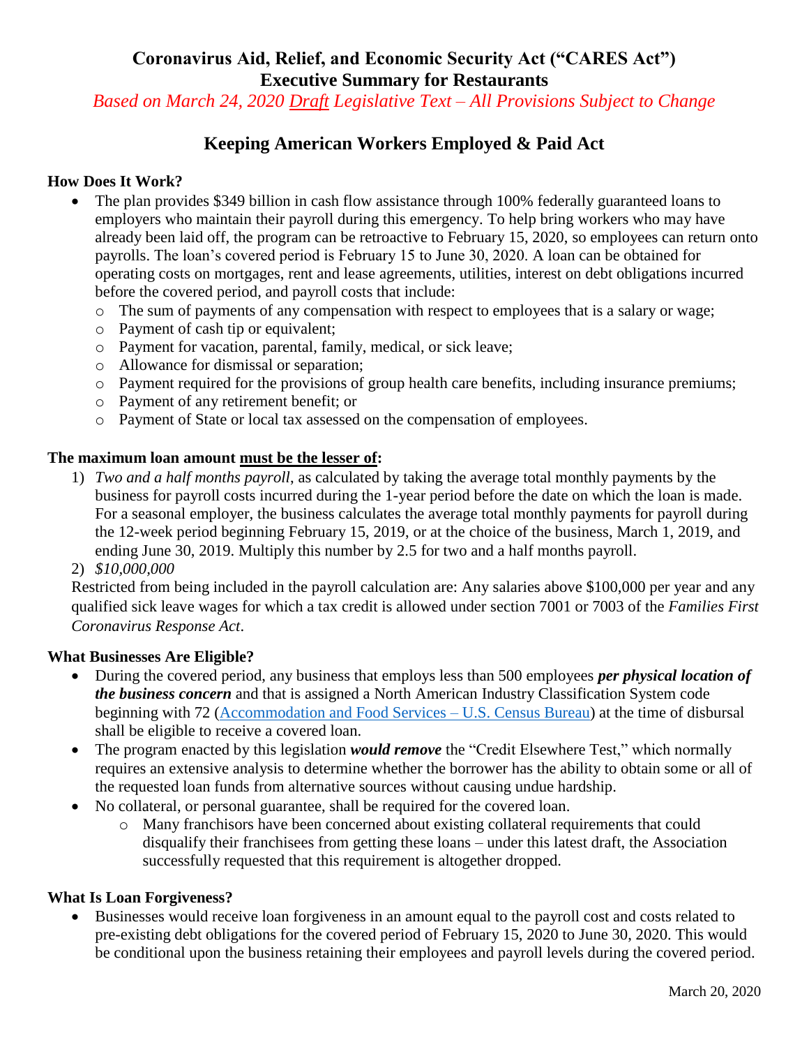# Coronavirus Aid, Relief, and Economic Security Act ("CARES Act")
# Executive Summary for Restaurants

*Based on March 24, 2020 Draft Legislative Text – All Provisions Subject to Change*

## Keeping American Workers Employed & Paid Act

### How Does It Work?

- The plan provides $349 billion in cash flow assistance through 100% federally guaranteed loans to employers who maintain their payroll during this emergency. To help bring workers who may have already been laid off, the program can be retroactive to February 15, 2020, so employees can return onto payrolls. The loan's covered period is February 15 to June 30, 2020. A loan can be obtained for operating costs on mortgages, rent and lease agreements, utilities, interest on debt obligations incurred before the covered period, and payroll costs that include:
  - The sum of payments of any compensation with respect to employees that is a salary or wage;
  - Payment of cash tip or equivalent;
  - Payment for vacation, parental, family, medical, or sick leave;
  - Allowance for dismissal or separation;
  - Payment required for the provisions of group health care benefits, including insurance premiums;
  - Payment of any retirement benefit; or
  - Payment of State or local tax assessed on the compensation of employees.

### The maximum loan amount must be the lesser of:

1) *Two and a half months payroll*, as calculated by taking the average total monthly payments by the business for payroll costs incurred during the 1-year period before the date on which the loan is made. For a seasonal employer, the business calculates the average total monthly payments for payroll during the 12-week period beginning February 15, 2019, or at the choice of the business, March 1, 2019, and ending June 30, 2019. Multiply this number by 2.5 for two and a half months payroll.
2) *$10,000,000*

Restricted from being included in the payroll calculation are: Any salaries above $100,000 per year and any qualified sick leave wages for which a tax credit is allowed under section 7001 or 7003 of the *Families First Coronavirus Response Act*.

### What Businesses Are Eligible?

- During the covered period, any business that employs less than 500 employees ***per physical location of the business concern*** and that is assigned a North American Industry Classification System code beginning with 72 (Accommodation and Food Services – U.S. Census Bureau) at the time of disbursal shall be eligible to receive a covered loan.
- The program enacted by this legislation ***would remove*** the "Credit Elsewhere Test," which normally requires an extensive analysis to determine whether the borrower has the ability to obtain some or all of the requested loan funds from alternative sources without causing undue hardship.
- No collateral, or personal guarantee, shall be required for the covered loan.
  - Many franchisors have been concerned about existing collateral requirements that could disqualify their franchisees from getting these loans – under this latest draft, the Association successfully requested that this requirement is altogether dropped.

### What Is Loan Forgiveness?

- Businesses would receive loan forgiveness in an amount equal to the payroll cost and costs related to pre-existing debt obligations for the covered period of February 15, 2020 to June 30, 2020. This would be conditional upon the business retaining their employees and payroll levels during the covered period.

March 20, 2020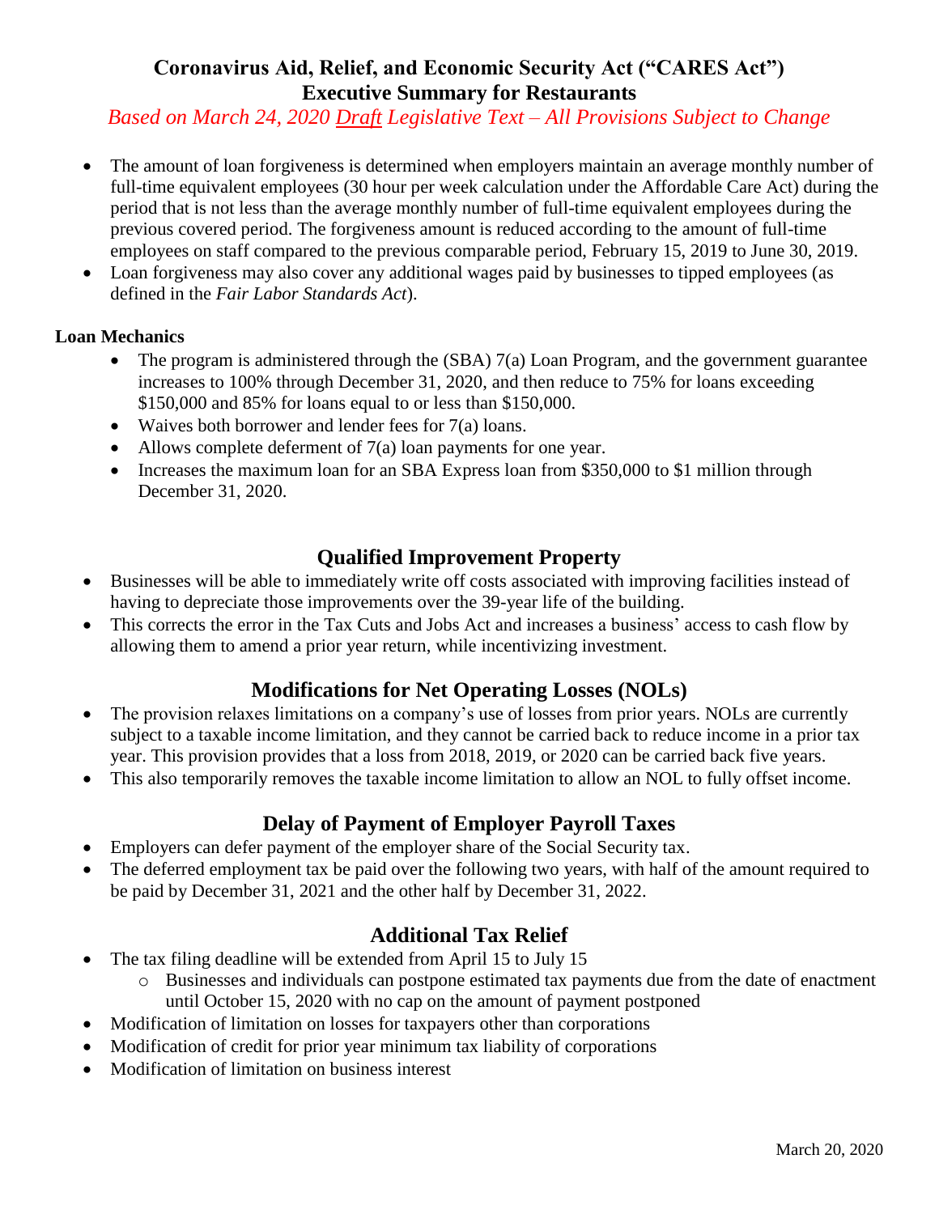## Coronavirus Aid, Relief, and Economic Security Act ("CARES Act")
## Executive Summary for Restaurants

*Based on March 24, 2020 Draft Legislative Text – All Provisions Subject to Change*

- The amount of loan forgiveness is determined when employers maintain an average monthly number of full-time equivalent employees (30 hour per week calculation under the Affordable Care Act) during the period that is not less than the average monthly number of full-time equivalent employees during the previous covered period. The forgiveness amount is reduced according to the amount of full-time employees on staff compared to the previous comparable period, February 15, 2019 to June 30, 2019.
- Loan forgiveness may also cover any additional wages paid by businesses to tipped employees (as defined in the *Fair Labor Standards Act*).

**Loan Mechanics**

- The program is administered through the (SBA) 7(a) Loan Program, and the government guarantee increases to 100% through December 31, 2020, and then reduce to 75% for loans exceeding $150,000 and 85% for loans equal to or less than $150,000.
- Waives both borrower and lender fees for 7(a) loans.
- Allows complete deferment of 7(a) loan payments for one year.
- Increases the maximum loan for an SBA Express loan from $350,000 to $1 million through December 31, 2020.

## Qualified Improvement Property

- Businesses will be able to immediately write off costs associated with improving facilities instead of having to depreciate those improvements over the 39-year life of the building.
- This corrects the error in the Tax Cuts and Jobs Act and increases a business' access to cash flow by allowing them to amend a prior year return, while incentivizing investment.

## Modifications for Net Operating Losses (NOLs)

- The provision relaxes limitations on a company's use of losses from prior years. NOLs are currently subject to a taxable income limitation, and they cannot be carried back to reduce income in a prior tax year. This provision provides that a loss from 2018, 2019, or 2020 can be carried back five years.
- This also temporarily removes the taxable income limitation to allow an NOL to fully offset income.

## Delay of Payment of Employer Payroll Taxes

- Employers can defer payment of the employer share of the Social Security tax.
- The deferred employment tax be paid over the following two years, with half of the amount required to be paid by December 31, 2021 and the other half by December 31, 2022.

## Additional Tax Relief

- The tax filing deadline will be extended from April 15 to July 15
  - Businesses and individuals can postpone estimated tax payments due from the date of enactment until October 15, 2020 with no cap on the amount of payment postponed
- Modification of limitation on losses for taxpayers other than corporations
- Modification of credit for prior year minimum tax liability of corporations
- Modification of limitation on business interest

March 20, 2020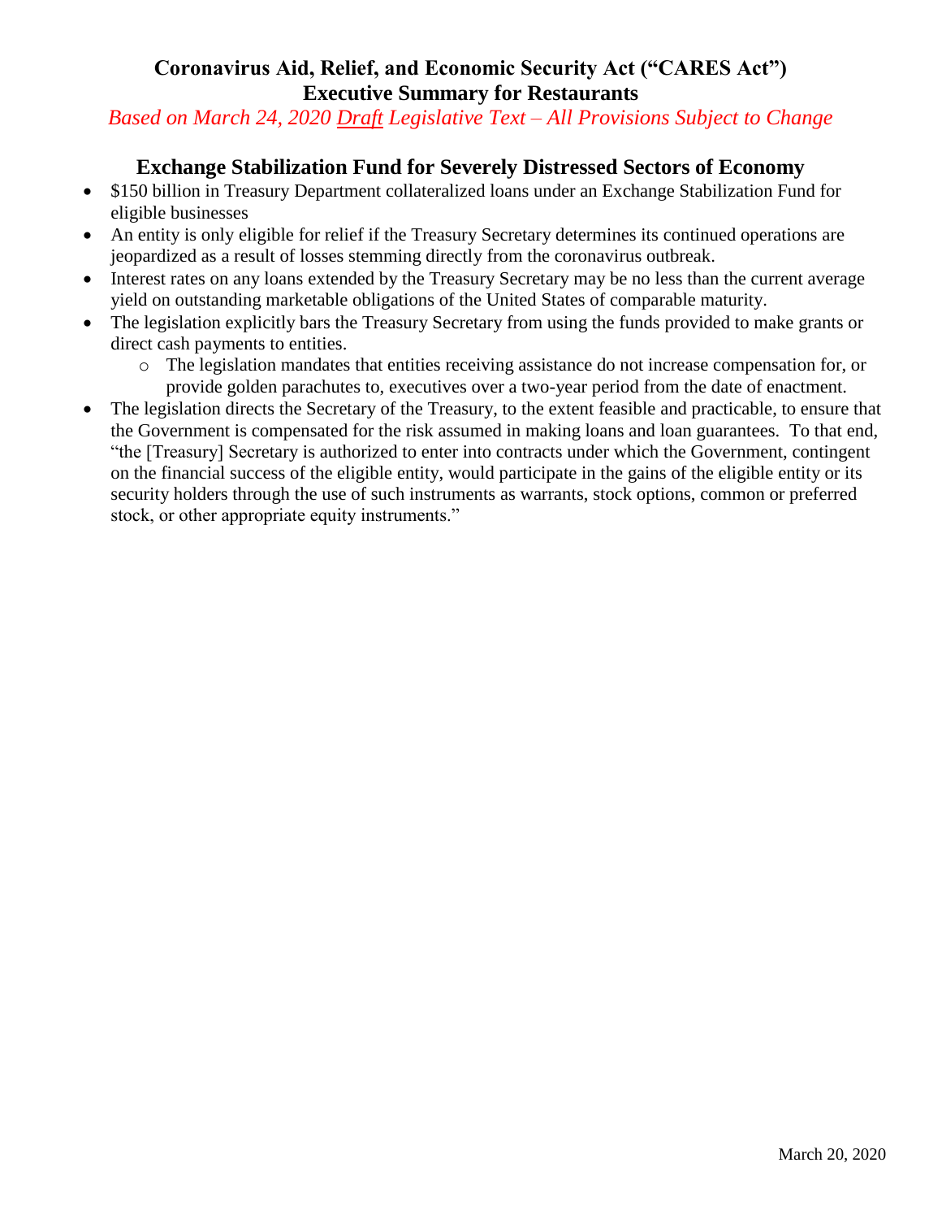# Coronavirus Aid, Relief, and Economic Security Act ("CARES Act")
# Executive Summary for Restaurants

*Based on March 24, 2020 Draft Legislative Text – All Provisions Subject to Change*

## Exchange Stabilization Fund for Severely Distressed Sectors of Economy

- $150 billion in Treasury Department collateralized loans under an Exchange Stabilization Fund for eligible businesses
- An entity is only eligible for relief if the Treasury Secretary determines its continued operations are jeopardized as a result of losses stemming directly from the coronavirus outbreak.
- Interest rates on any loans extended by the Treasury Secretary may be no less than the current average yield on outstanding marketable obligations of the United States of comparable maturity.
- The legislation explicitly bars the Treasury Secretary from using the funds provided to make grants or direct cash payments to entities.
  - The legislation mandates that entities receiving assistance do not increase compensation for, or provide golden parachutes to, executives over a two-year period from the date of enactment.
- The legislation directs the Secretary of the Treasury, to the extent feasible and practicable, to ensure that the Government is compensated for the risk assumed in making loans and loan guarantees. To that end, "the [Treasury] Secretary is authorized to enter into contracts under which the Government, contingent on the financial success of the eligible entity, would participate in the gains of the eligible entity or its security holders through the use of such instruments as warrants, stock options, common or preferred stock, or other appropriate equity instruments."

March 20, 2020